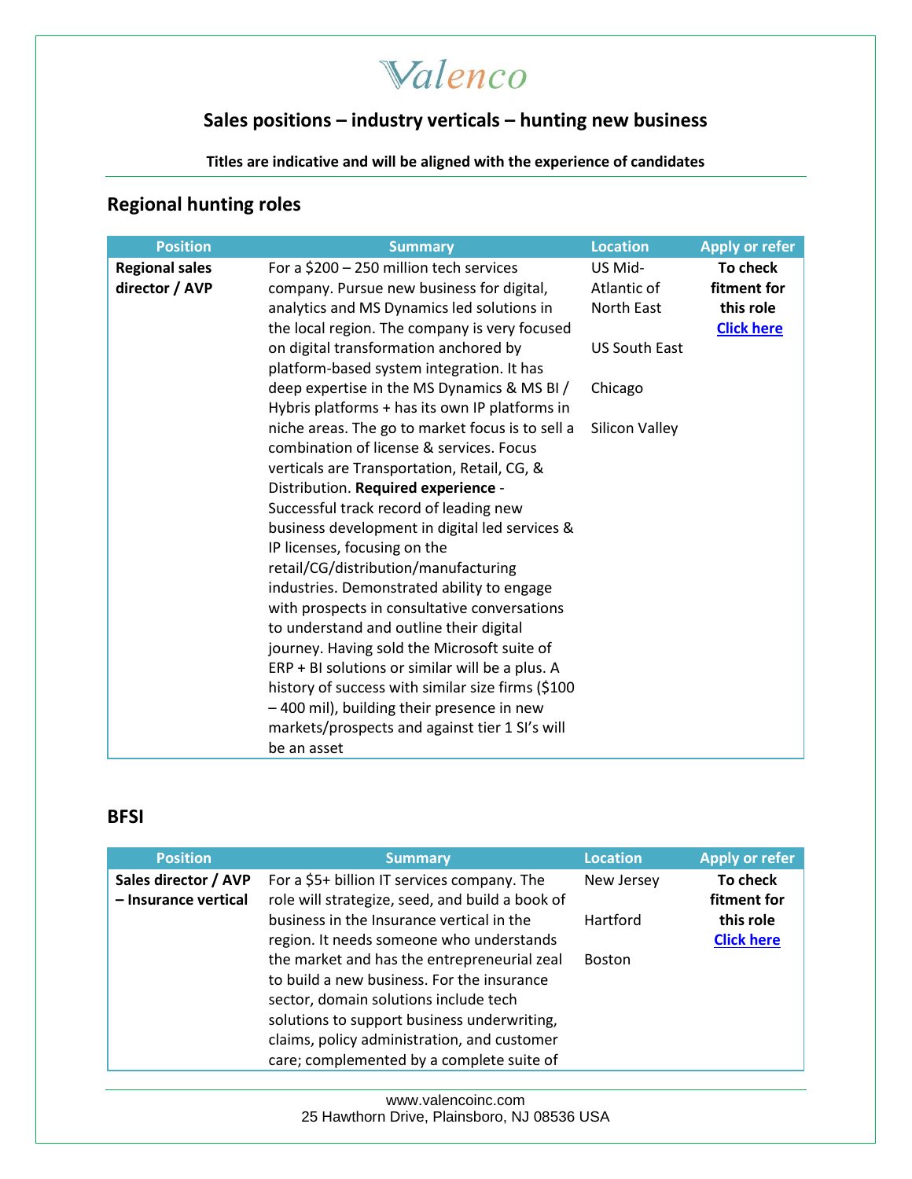# Valenco

## Sales positions – industry verticals – hunting new business

**Titles are indicative and will be aligned with the experience of candidates**

## Regional hunting roles

| Position | Summary | Location | Apply or refer |
|---|---|---|---|
| **Regional sales director / AVP** | For a $200 – 250 million tech services company. Pursue new business for digital, analytics and MS Dynamics led solutions in the local region. The company is very focused on digital transformation anchored by platform-based system integration. It has deep expertise in the MS Dynamics & MS BI / Hybris platforms + has its own IP platforms in niche areas. The go to market focus is to sell a combination of license & services. Focus verticals are Transportation, Retail, CG, & Distribution. **Required experience** - Successful track record of leading new business development in digital led services & IP licenses, focusing on the retail/CG/distribution/manufacturing industries. Demonstrated ability to engage with prospects in consultative conversations to understand and outline their digital journey. Having sold the Microsoft suite of ERP + BI solutions or similar will be a plus. A history of success with similar size firms ($100 – 400 mil), building their presence in new markets/prospects and against tier 1 SI's will be an asset | US Mid-Atlantic of North East<br><br>US South East<br><br>Chicago<br><br>Silicon Valley | **To check fitment for this role** **Click here** |

## BFSI

| Position | Summary | Location | Apply or refer |
|---|---|---|---|
| **Sales director / AVP – Insurance vertical** | For a $5+ billion IT services company. The role will strategize, seed, and build a book of business in the Insurance vertical in the region. It needs someone who understands the market and has the entrepreneurial zeal to build a new business. For the insurance sector, domain solutions include tech solutions to support business underwriting, claims, policy administration, and customer care; complemented by a complete suite of | New Jersey<br><br>Hartford<br><br>Boston | **To check fitment for this role** **Click here** |

www.valencoinc.com
25 Hawthorn Drive, Plainsboro, NJ 08536 USA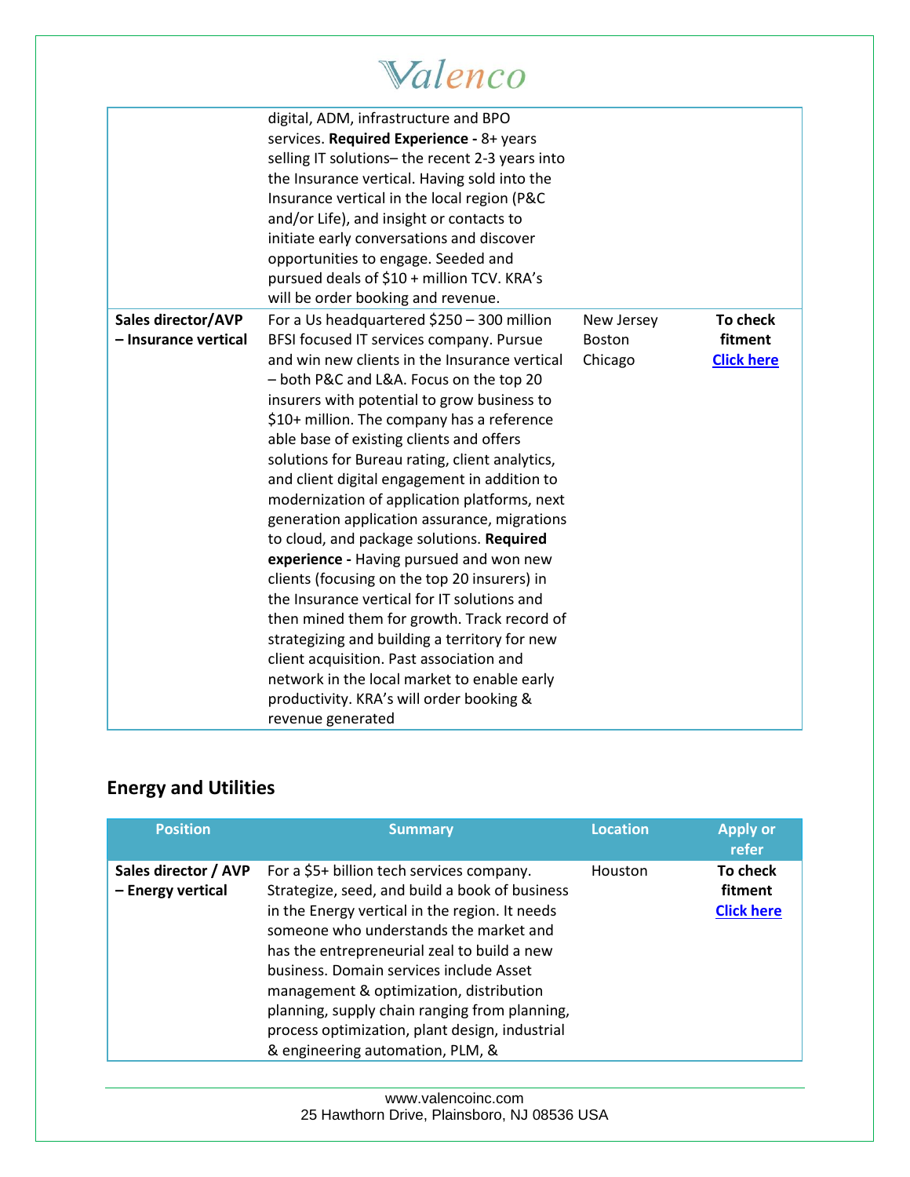| | | | |
|---|---|---|---|
| | digital, ADM, infrastructure and BPO services. **Required Experience -** 8+ years selling IT solutions– the recent 2-3 years into the Insurance vertical. Having sold into the Insurance vertical in the local region (P&C and/or Life), and insight or contacts to initiate early conversations and discover opportunities to engage. Seeded and pursued deals of $10 + million TCV. KRA's will be order booking and revenue. | | |
| **Sales director/AVP – Insurance vertical** | For a Us headquartered $250 – 300 million BFSI focused IT services company. Pursue and win new clients in the Insurance vertical – both P&C and L&A. Focus on the top 20 insurers with potential to grow business to $10+ million. The company has a reference able base of existing clients and offers solutions for Bureau rating, client analytics, and client digital engagement in addition to modernization of application platforms, next generation application assurance, migrations to cloud, and package solutions. **Required experience -** Having pursued and won new clients (focusing on the top 20 insurers) in the Insurance vertical for IT solutions and then mined them for growth. Track record of strategizing and building a territory for new client acquisition. Past association and network in the local market to enable early productivity. KRA's will order booking & revenue generated | New Jersey Boston Chicago | **To check fitment** **Click here** |

## Energy and Utilities

| Position | Summary | Location | Apply or refer |
|---|---|---|---|
| **Sales director / AVP – Energy vertical** | For a $5+ billion tech services company. Strategize, seed, and build a book of business in the Energy vertical in the region. It needs someone who understands the market and has the entrepreneurial zeal to build a new business. Domain services include Asset management & optimization, distribution planning, supply chain ranging from planning, process optimization, plant design, industrial & engineering automation, PLM, & | Houston | **To check fitment** **Click here** |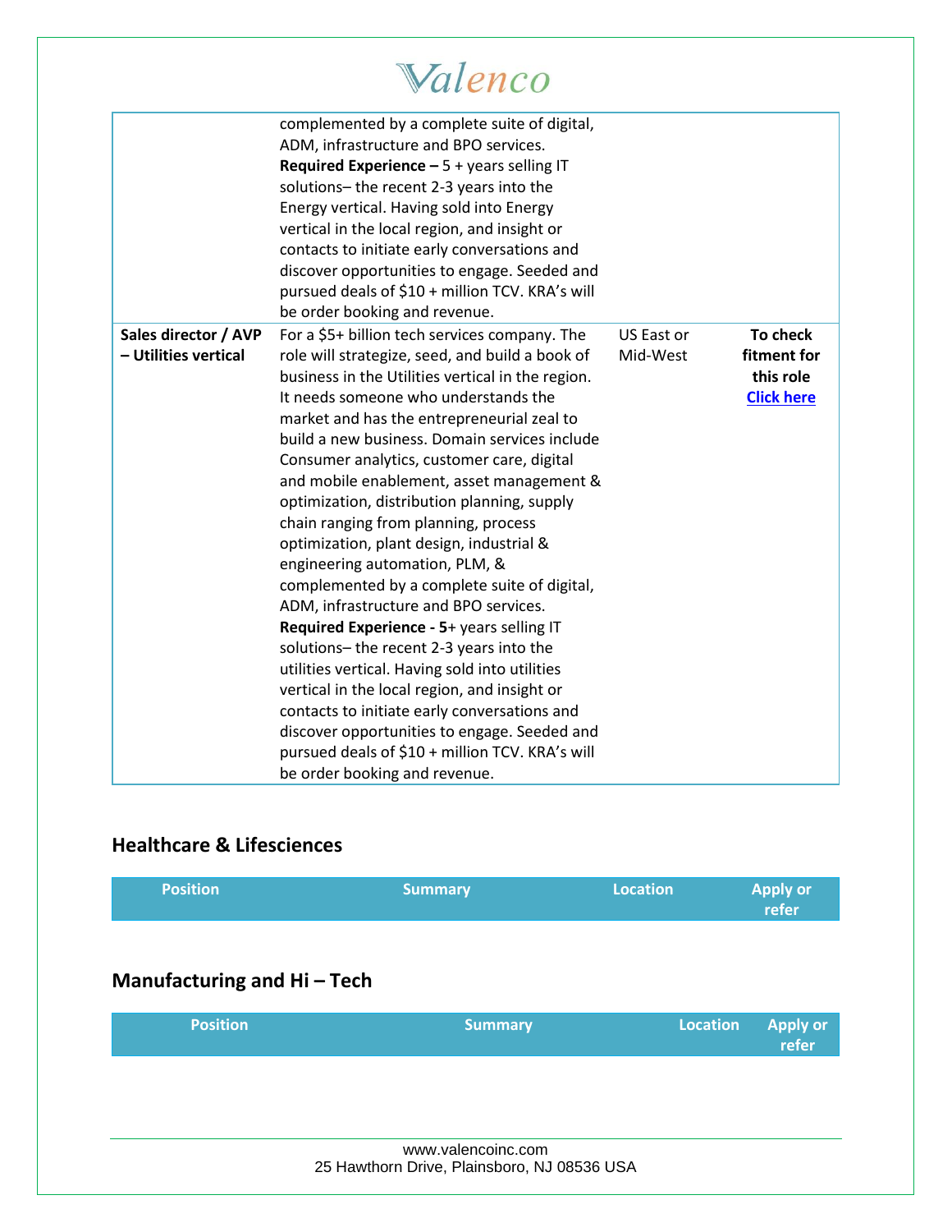| | | | |
|---|---|---|---|
| | complemented by a complete suite of digital, ADM, infrastructure and BPO services. **Required Experience –** 5 + years selling IT solutions– the recent 2-3 years into the Energy vertical. Having sold into Energy vertical in the local region, and insight or contacts to initiate early conversations and discover opportunities to engage. Seeded and pursued deals of $10 + million TCV. KRA's will be order booking and revenue. | | |
| **Sales director / AVP – Utilities vertical** | For a $5+ billion tech services company. The role will strategize, seed, and build a book of business in the Utilities vertical in the region. It needs someone who understands the market and has the entrepreneurial zeal to build a new business. Domain services include Consumer analytics, customer care, digital and mobile enablement, asset management & optimization, distribution planning, supply chain ranging from planning, process optimization, plant design, industrial & engineering automation, PLM, & complemented by a complete suite of digital, ADM, infrastructure and BPO services. **Required Experience - 5**+ years selling IT solutions– the recent 2-3 years into the utilities vertical. Having sold into utilities vertical in the local region, and insight or contacts to initiate early conversations and discover opportunities to engage. Seeded and pursued deals of $10 + million TCV. KRA's will be order booking and revenue. | US East or Mid-West | **To check fitment for this role** **Click here** |

## Healthcare & Lifesciences

| Position | Summary | Location | Apply or refer |
|---|---|---|---|

## Manufacturing and Hi – Tech

| Position | Summary | Location | Apply or refer |
|---|---|---|---|

www.valencoinc.com
25 Hawthorn Drive, Plainsboro, NJ 08536 USA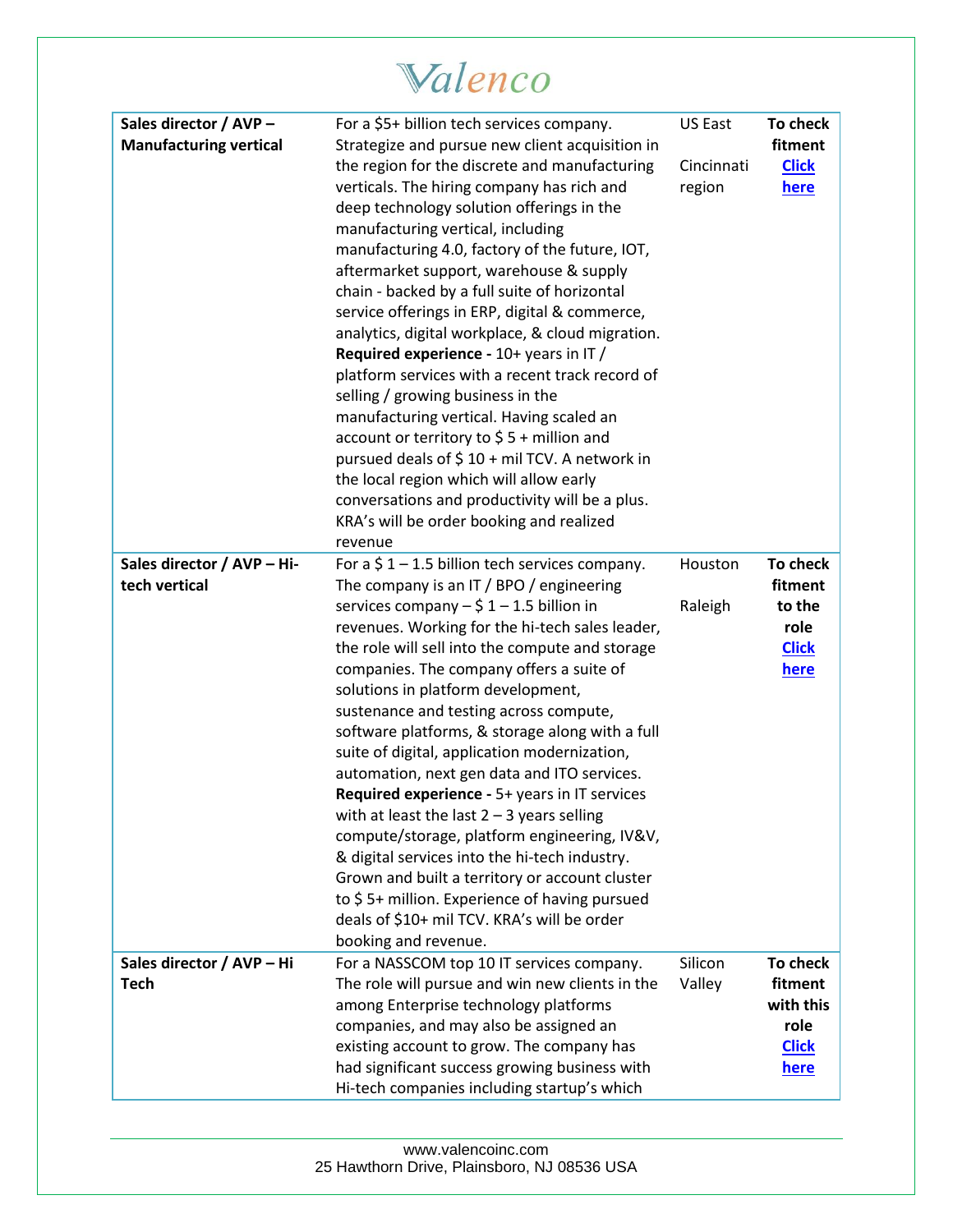| | | | |
|---|---|---|---|
| **Sales director / AVP – Manufacturing vertical** | For a $5+ billion tech services company. Strategize and pursue new client acquisition in the region for the discrete and manufacturing verticals. The hiring company has rich and deep technology solution offerings in the manufacturing vertical, including manufacturing 4.0, factory of the future, IOT, aftermarket support, warehouse & supply chain - backed by a full suite of horizontal service offerings in ERP, digital & commerce, analytics, digital workplace, & cloud migration. **Required experience -** 10+ years in IT / platform services with a recent track record of selling / growing business in the manufacturing vertical. Having scaled an account or territory to $ 5 + million and pursued deals of $ 10 + mil TCV. A network in the local region which will allow early conversations and productivity will be a plus. KRA's will be order booking and realized revenue | US East<br><br>Cincinnati region | **To check fitment Click here** |
| **Sales director / AVP – Hi-tech vertical** | For a $ 1 – 1.5 billion tech services company. The company is an IT / BPO / engineering services company – $ 1 – 1.5 billion in revenues. Working for the hi-tech sales leader, the role will sell into the compute and storage companies. The company offers a suite of solutions in platform development, sustenance and testing across compute, software platforms, & storage along with a full suite of digital, application modernization, automation, next gen data and ITO services. **Required experience -** 5+ years in IT services with at least the last 2 – 3 years selling compute/storage, platform engineering, IV&V, & digital services into the hi-tech industry. Grown and built a territory or account cluster to $ 5+ million. Experience of having pursued deals of $10+ mil TCV. KRA's will be order booking and revenue. | Houston<br><br>Raleigh | **To check fitment to the role Click here** |
| **Sales director / AVP – Hi Tech** | For a NASSCOM top 10 IT services company. The role will pursue and win new clients in the among Enterprise technology platforms companies, and may also be assigned an existing account to grow. The company has had significant success growing business with Hi-tech companies including startup's which | Silicon Valley | **To check fitment with this role Click here** |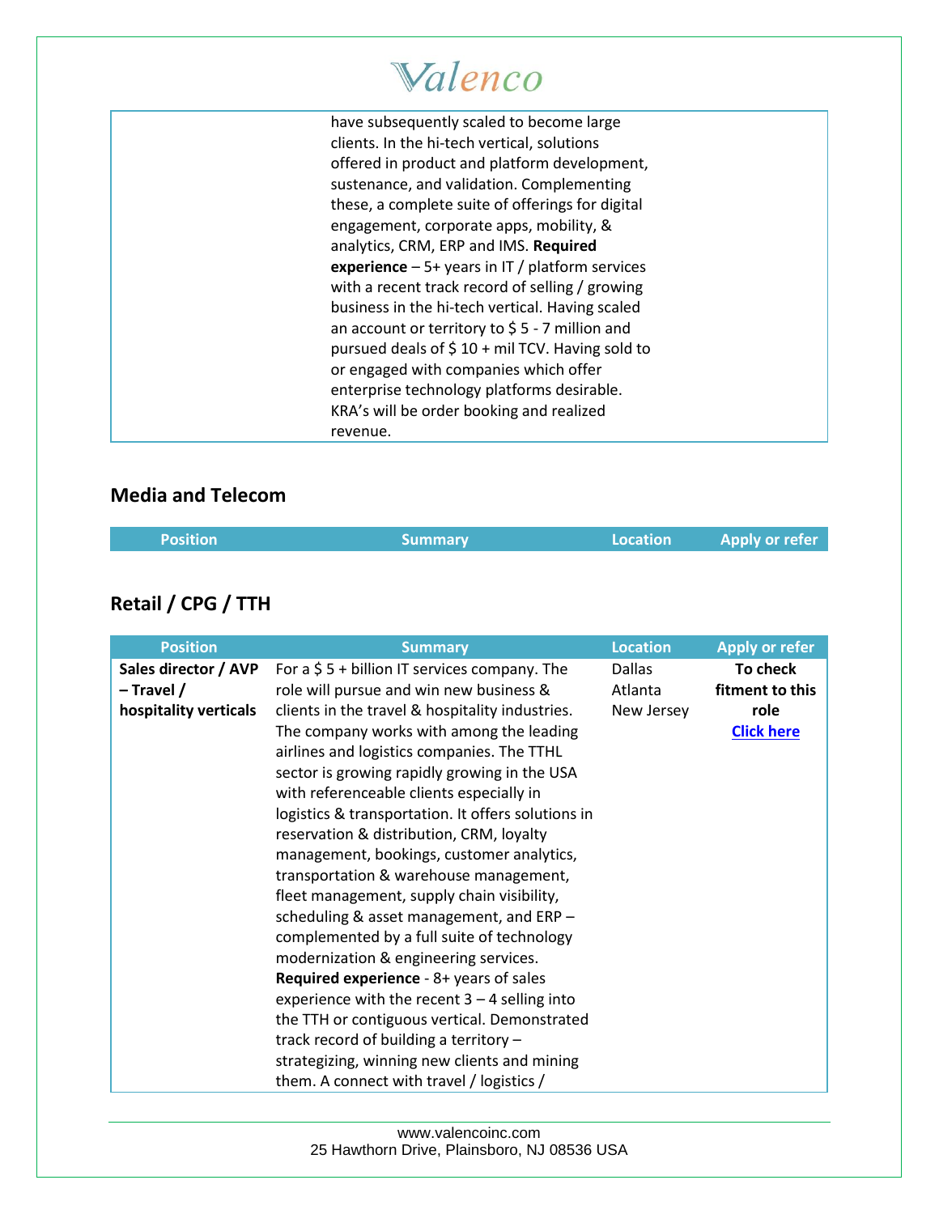| | | | |
|---|---|---|---|
| | have subsequently scaled to become large clients. In the hi-tech vertical, solutions offered in product and platform development, sustenance, and validation. Complementing these, a complete suite of offerings for digital engagement, corporate apps, mobility, & analytics, CRM, ERP and IMS. **Required experience** – 5+ years in IT / platform services with a recent track record of selling / growing business in the hi-tech vertical. Having scaled an account or territory to $ 5 - 7 million and pursued deals of $ 10 + mil TCV. Having sold to or engaged with companies which offer enterprise technology platforms desirable. KRA's will be order booking and realized revenue. | | |

## Media and Telecom

| Position | Summary | Location | Apply or refer |
|---|---|---|---|

## Retail / CPG / TTH

| Position | Summary | Location | Apply or refer |
|---|---|---|---|
| **Sales director / AVP – Travel / hospitality verticals** | For a $ 5 + billion IT services company. The role will pursue and win new business & clients in the travel & hospitality industries. The company works with among the leading airlines and logistics companies. The TTHL sector is growing rapidly growing in the USA with referenceable clients especially in logistics & transportation. It offers solutions in reservation & distribution, CRM, loyalty management, bookings, customer analytics, transportation & warehouse management, fleet management, supply chain visibility, scheduling & asset management, and ERP – complemented by a full suite of technology modernization & engineering services. **Required experience** - 8+ years of sales experience with the recent 3 – 4 selling into the TTH or contiguous vertical. Demonstrated track record of building a territory – strategizing, winning new clients and mining them. A connect with travel / logistics / | Dallas<br>Atlanta<br>New Jersey | **To check fitment to this role** **Click here** |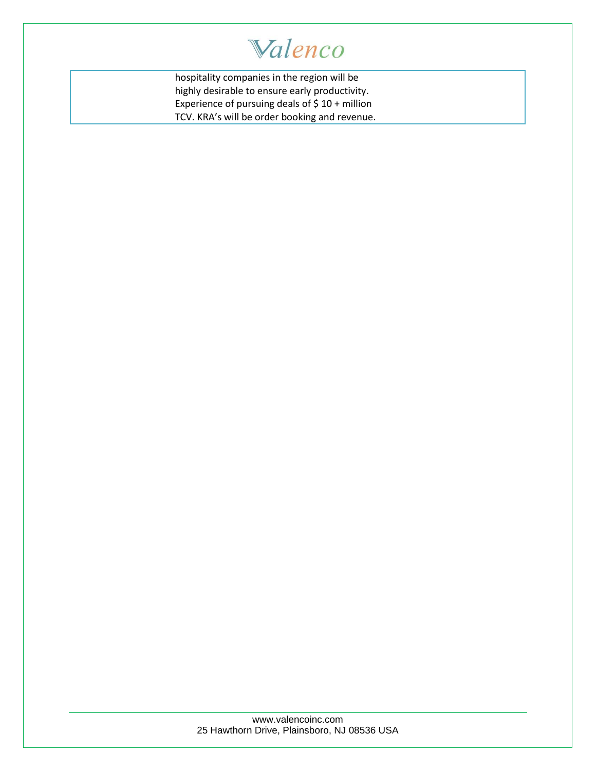hospitality companies in the region will be highly desirable to ensure early productivity. Experience of pursuing deals of $ 10 + million TCV. KRA's will be order booking and revenue.